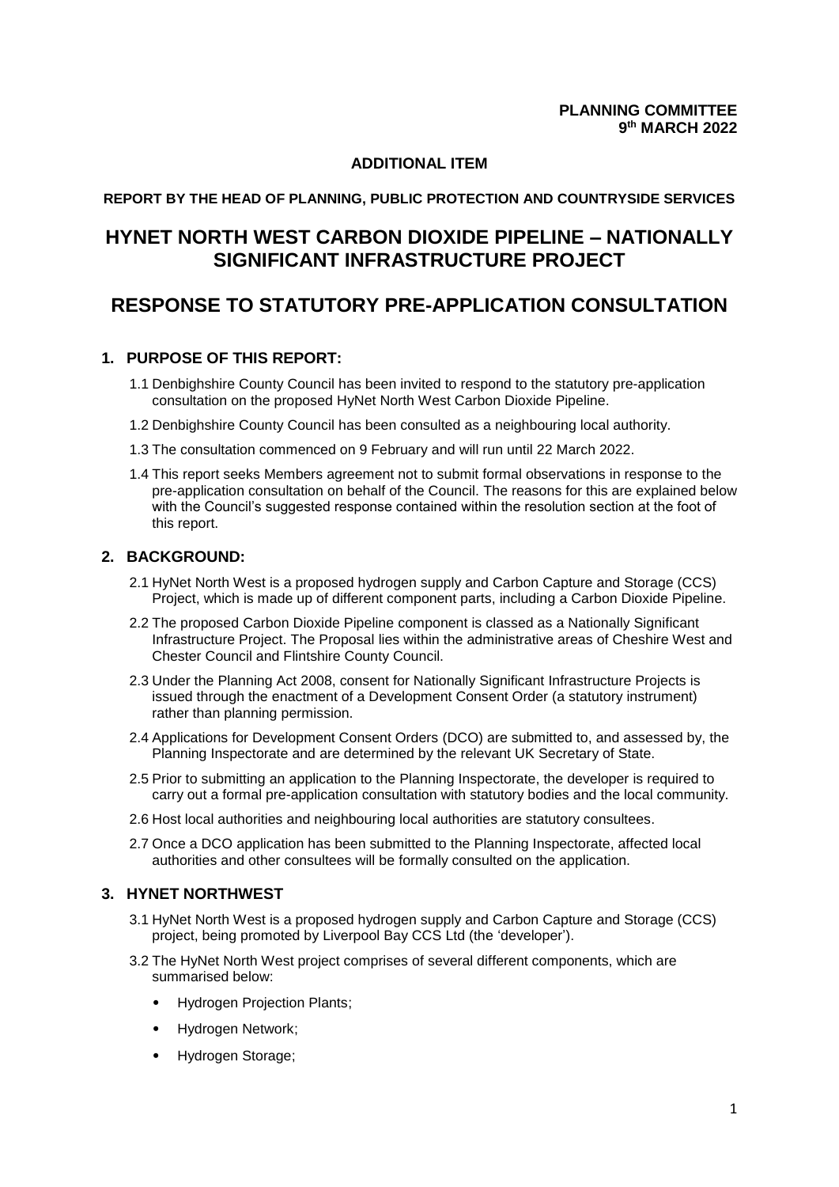**PLANNING COMMITTEE**
**9th MARCH 2022**

**ADDITIONAL ITEM**

**REPORT BY THE HEAD OF PLANNING, PUBLIC PROTECTION AND COUNTRYSIDE SERVICES**

# HYNET NORTH WEST CARBON DIOXIDE PIPELINE – NATIONALLY SIGNIFICANT INFRASTRUCTURE PROJECT

# RESPONSE TO STATUTORY PRE-APPLICATION CONSULTATION

## 1. PURPOSE OF THIS REPORT:

1.1 Denbighshire County Council has been invited to respond to the statutory pre-application consultation on the proposed HyNet North West Carbon Dioxide Pipeline.

1.2 Denbighshire County Council has been consulted as a neighbouring local authority.

1.3 The consultation commenced on 9 February and will run until 22 March 2022.

1.4 This report seeks Members agreement not to submit formal observations in response to the pre-application consultation on behalf of the Council. The reasons for this are explained below with the Council's suggested response contained within the resolution section at the foot of this report.

## 2. BACKGROUND:

2.1 HyNet North West is a proposed hydrogen supply and Carbon Capture and Storage (CCS) Project, which is made up of different component parts, including a Carbon Dioxide Pipeline.

2.2 The proposed Carbon Dioxide Pipeline component is classed as a Nationally Significant Infrastructure Project. The Proposal lies within the administrative areas of Cheshire West and Chester Council and Flintshire County Council.

2.3 Under the Planning Act 2008, consent for Nationally Significant Infrastructure Projects is issued through the enactment of a Development Consent Order (a statutory instrument) rather than planning permission.

2.4 Applications for Development Consent Orders (DCO) are submitted to, and assessed by, the Planning Inspectorate and are determined by the relevant UK Secretary of State.

2.5 Prior to submitting an application to the Planning Inspectorate, the developer is required to carry out a formal pre-application consultation with statutory bodies and the local community.

2.6 Host local authorities and neighbouring local authorities are statutory consultees.

2.7 Once a DCO application has been submitted to the Planning Inspectorate, affected local authorities and other consultees will be formally consulted on the application.

## 3. HYNET NORTHWEST

3.1 HyNet North West is a proposed hydrogen supply and Carbon Capture and Storage (CCS) project, being promoted by Liverpool Bay CCS Ltd (the 'developer').

3.2 The HyNet North West project comprises of several different components, which are summarised below:

- Hydrogen Projection Plants;
- Hydrogen Network;
- Hydrogen Storage;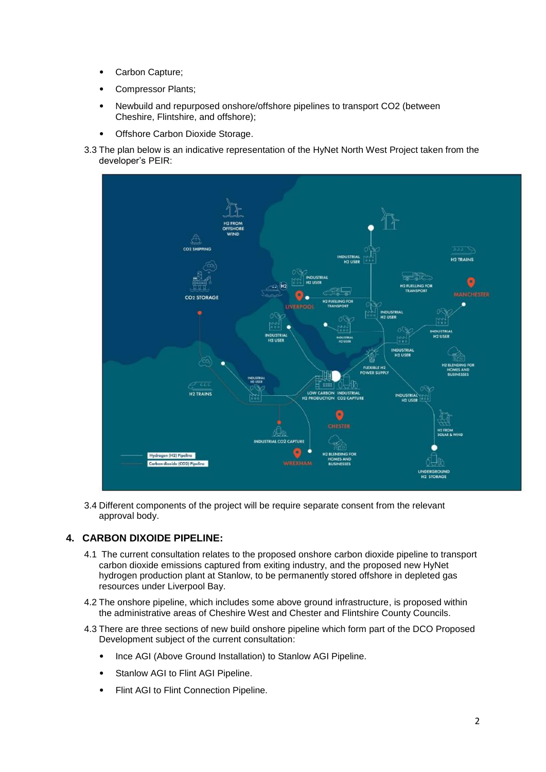- Carbon Capture;
- Compressor Plants;
- Newbuild and repurposed onshore/offshore pipelines to transport $CO_2$ (between Cheshire, Flintshire, and offshore);
- Offshore Carbon Dioxide Storage.

3.3 The plan below is an indicative representation of the HyNet North West Project taken from the developer's PEIR:

H2 FROM OFFSHORE WIND

CO2 SHIPPING

CO2 STORAGE

H2

INDUSTRIAL H2 USER

H2 TRAINS

H2 FUELLING FOR TRANSPORT

MANCHESTER

LIVERPOOL

INDUSTRIAL H2 USER

H2 BLENDING FOR HOMES AND BUSINESSES

FLEXIBLE H2 POWER SUPPLY

LOW CARBON H2 PRODUCTION

INDUSTRIAL CO2 CAPTURE

CHESTER

H2 FROM SOLAR & WIND

INDUSTRIAL CO2 CAPTURE

WREXHAM

UNDERGROUND H2 STORAGE

Hydrogen (H2) Pipeline

Carbon dioxide (CO2) Pipeline

3.4 Different components of the project will be require separate consent from the relevant approval body.

## 4. CARBON DIXOIDE PIPELINE:

4.1 The current consultation relates to the proposed onshore carbon dioxide pipeline to transport carbon dioxide emissions captured from exiting industry, and the proposed new HyNet hydrogen production plant at Stanlow, to be permanently stored offshore in depleted gas resources under Liverpool Bay.

4.2 The onshore pipeline, which includes some above ground infrastructure, is proposed within the administrative areas of Cheshire West and Chester and Flintshire County Councils.

4.3 There are three sections of new build onshore pipeline which form part of the DCO Proposed Development subject of the current consultation:

- Ince AGI (Above Ground Installation) to Stanlow AGI Pipeline.
- Stanlow AGI to Flint AGI Pipeline.
- Flint AGI to Flint Connection Pipeline.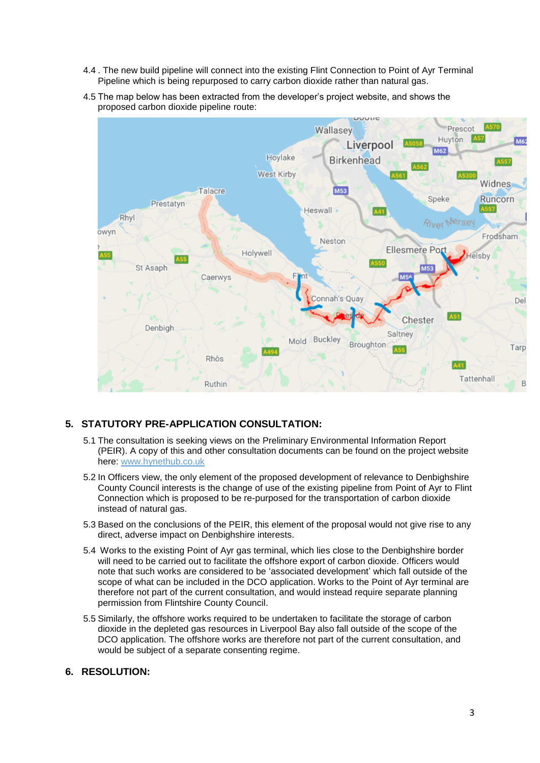4.4 . The new build pipeline will connect into the existing Flint Connection to Point of Ayr Terminal Pipeline which is being repurposed to carry carbon dioxide rather than natural gas.

4.5 The map below has been extracted from the developer's project website, and shows the proposed carbon dioxide pipeline route:

## 5. STATUTORY PRE-APPLICATION CONSULTATION:

5.1 The consultation is seeking views on the Preliminary Environmental Information Report (PEIR). A copy of this and other consultation documents can be found on the project website here: [www.hynethub.co.uk](http://www.hynethub.co.uk)

5.2 In Officers view, the only element of the proposed development of relevance to Denbighshire County Council interests is the change of use of the existing pipeline from Point of Ayr to Flint Connection which is proposed to be re-purposed for the transportation of carbon dioxide instead of natural gas.

5.3 Based on the conclusions of the PEIR, this element of the proposal would not give rise to any direct, adverse impact on Denbighshire interests.

5.4 Works to the existing Point of Ayr gas terminal, which lies close to the Denbighshire border will need to be carried out to facilitate the offshore export of carbon dioxide. Officers would note that such works are considered to be 'associated development' which fall outside of the scope of what can be included in the DCO application. Works to the Point of Ayr terminal are therefore not part of the current consultation, and would instead require separate planning permission from Flintshire County Council.

5.5 Similarly, the offshore works required to be undertaken to facilitate the storage of carbon dioxide in the depleted gas resources in Liverpool Bay also fall outside of the scope of the DCO application. The offshore works are therefore not part of the current consultation, and would be subject of a separate consenting regime.

## 6. RESOLUTION: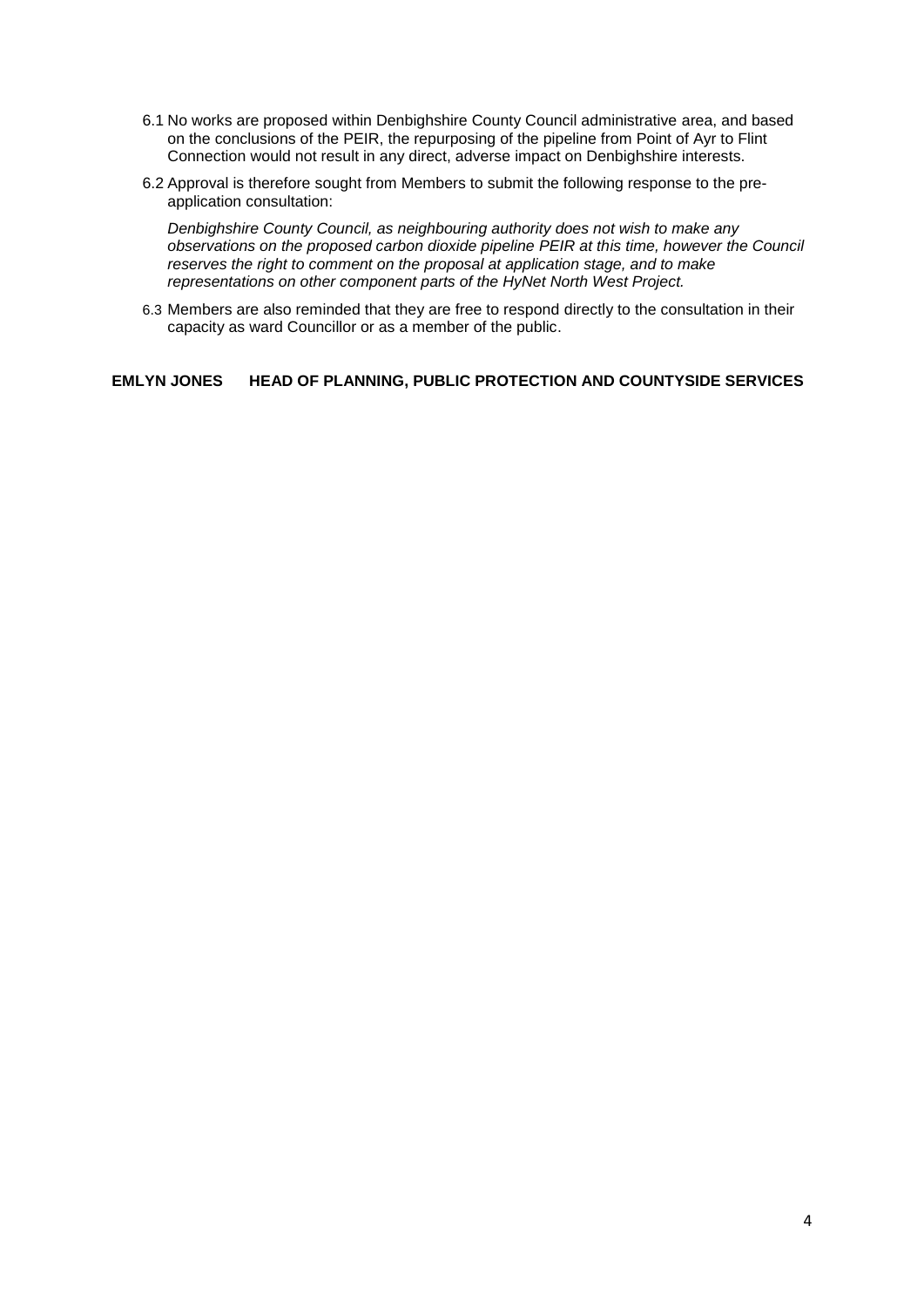6.1 No works are proposed within Denbighshire County Council administrative area, and based on the conclusions of the PEIR, the repurposing of the pipeline from Point of Ayr to Flint Connection would not result in any direct, adverse impact on Denbighshire interests.

6.2 Approval is therefore sought from Members to submit the following response to the pre-application consultation:

*Denbighshire County Council, as neighbouring authority does not wish to make any observations on the proposed carbon dioxide pipeline PEIR at this time, however the Council reserves the right to comment on the proposal at application stage, and to make representations on other component parts of the HyNet North West Project.*

6.3 Members are also reminded that they are free to respond directly to the consultation in their capacity as ward Councillor or as a member of the public.

**EMLYN JONES HEAD OF PLANNING, PUBLIC PROTECTION AND COUNTYSIDE SERVICES**